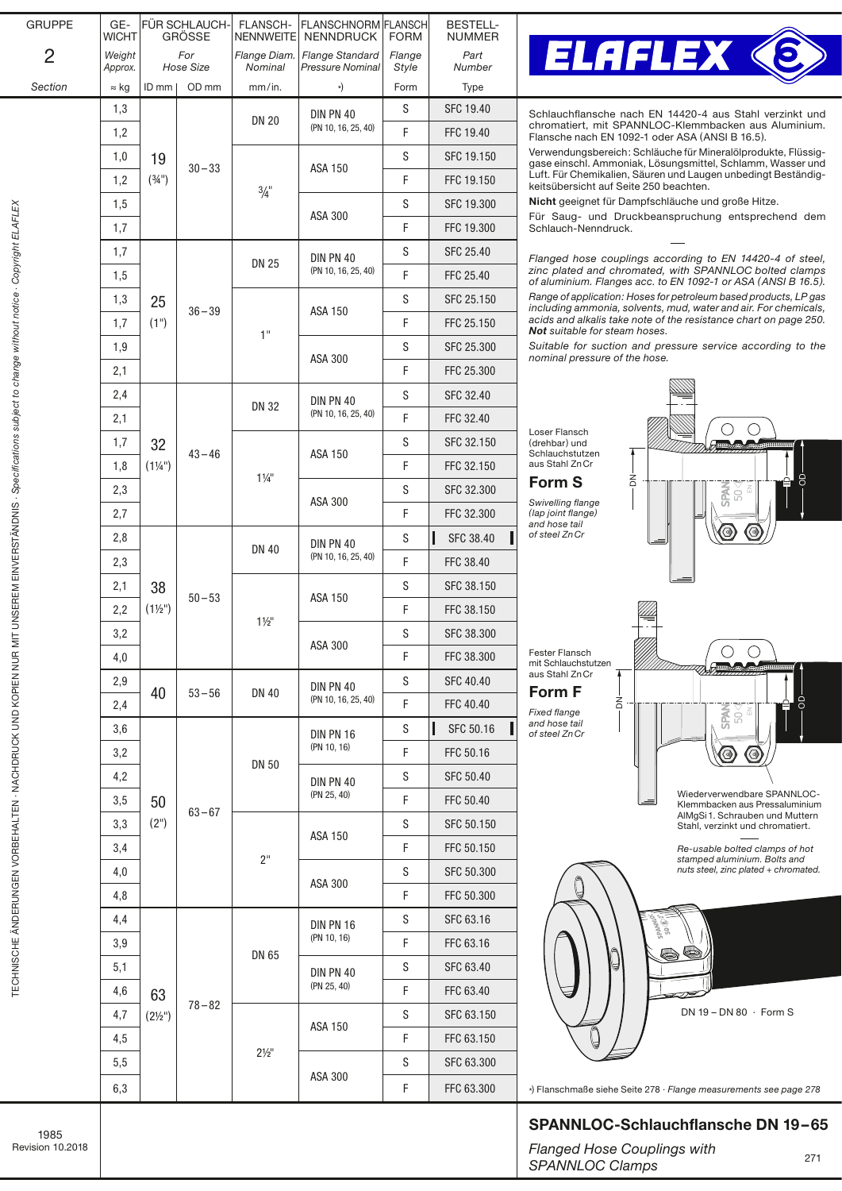# SPANNLOC-Schlauchflansche DN 19 – 65

*Flanged Hose Couplings with SPANNLOC Clamps*

GRUPPE 2 *Section*

| GEWICHT *Weight Approx.* ≈ kg | FÜR SCHLAUCHGRÖSSE *For Hose Size* ID mm | OD mm | FLANSCH-NENNWEITE *Flange Diam. Nominal* mm/in. | FLANSCHNORM NENNDRUCK *Flange Standard Pressure Nominal* *) | FLANSCH FORM *Flange Style* Form | BESTELL-NUMMER *Part Number* Type |
|---|---|---|---|---|---|---|
| 1,3 | 19 (¾") | 30 – 33 | DN 20 | DIN PN 40 (PN 10, 16, 25, 40) | S | SFC 19.40 |
| 1,2 | | | | | F | FFC 19.40 |
| 1,0 | | | ¾" | ASA 150 | S | SFC 19.150 |
| 1,2 | | | | | F | FFC 19.150 |
| 1,5 | | | | ASA 300 | S | SFC 19.300 |
| 1,7 | | | | | F | FFC 19.300 |
| 1,7 | 25 (1") | 36 – 39 | DN 25 | DIN PN 40 (PN 10, 16, 25, 40) | S | SFC 25.40 |
| 1,5 | | | | | F | FFC 25.40 |
| 1,3 | | | 1" | ASA 150 | S | SFC 25.150 |
| 1,7 | | | | | F | FFC 25.150 |
| 1,9 | | | | ASA 300 | S | SFC 25.300 |
| 2,1 | | | | | F | FFC 25.300 |
| 2,4 | 32 (1¼") | 43 – 46 | DN 32 | DIN PN 40 (PN 10, 16, 25, 40) | S | SFC 32.40 |
| 2,1 | | | | | F | FFC 32.40 |
| 1,7 | | | 1¼" | ASA 150 | S | SFC 32.150 |
| 1,8 | | | | | F | FFC 32.150 |
| 2,3 | | | | ASA 300 | S | SFC 32.300 |
| 2,7 | | | | | F | FFC 32.300 |
| 2,8 | 38 (1½") | 50 – 53 | DN 40 | DIN PN 40 (PN 10, 16, 25, 40) | S | SFC 38.40 |
| 2,3 | | | | | F | FFC 38.40 |
| 2,1 | | | 1½" | ASA 150 | S | SFC 38.150 |
| 2,2 | | | | | F | FFC 38.150 |
| 3,2 | | | | ASA 300 | S | SFC 38.300 |
| 4,0 | | | | | F | FFC 38.300 |
| 2,9 | 40 | 53 – 56 | DN 40 | DIN PN 40 (PN 10, 16, 25, 40) | S | SFC 40.40 |
| 2,4 | | | | | F | FFC 40.40 |
| 3,6 | 50 (2") | 63 – 67 | DN 50 | DIN PN 16 (PN 10, 16) | S | SFC 50.16 |
| 3,2 | | | | | F | FFC 50.16 |
| 4,2 | | | | DIN PN 40 (PN 25, 40) | S | SFC 50.40 |
| 3,5 | | | | | F | FFC 50.40 |
| 3,3 | | | 2" | ASA 150 | S | SFC 50.150 |
| 3,4 | | | | | F | FFC 50.150 |
| 4,0 | | | | ASA 300 | S | SFC 50.300 |
| 4,8 | | | | | F | FFC 50.300 |
| 4,4 | 63 (2½") | 78 – 82 | DN 65 | DIN PN 16 (PN 10, 16) | S | SFC 63.16 |
| 3,9 | | | | | F | FFC 63.16 |
| 5,1 | | | | DIN PN 40 (PN 25, 40) | S | SFC 63.40 |
| 4,6 | | | | | F | FFC 63.40 |
| 4,7 | | | 2½" | ASA 150 | S | SFC 63.150 |
| 4,5 | | | | | F | FFC 63.150 |
| 5,5 | | | | ASA 300 | S | SFC 63.300 |
| 6,3 | | | | | F | FFC 63.300 |

Schlauchflansche nach EN 14420-4 aus Stahl verzinkt und chromatiert, mit SPANNLOC-Klemmbacken aus Aluminium. Flansche nach EN 1092-1 oder ASA (ANSI B 16.5).

Verwendungsbereich: Schläuche für Mineralölprodukte, Flüssiggase einschl. Ammoniak, Lösungsmittel, Schlamm, Wasser und Luft. Für Chemikalien, Säuren und Laugen unbedingt Beständigkeitsübersicht auf Seite 250 beachten.

**Nicht** geeignet für Dampfschläuche und große Hitze.

Für Saug- und Druckbeanspruchung entsprechend dem Schlauch-Nenndruck.

*Flanged hose couplings according to EN 14420-4 of steel, zinc plated and chromated, with SPANNLOC bolted clamps of aluminium. Flanges acc. to EN 1092-1 or ASA (ANSI B 16.5).*

*Range of application: Hoses for petroleum based products, LP gas including ammonia, solvents, mud, water and air. For chemicals, acids and alkalis take note of the resistance chart on page 250.* ***Not*** *suitable for steam hoses.*

*Suitable for suction and pressure service according to the nominal pressure of the hose.*

Loser Flansch (drehbar) und Schlauchstutzen aus Stahl ZnCr

**Form S**

*Swivelling flange (lap joint flange) and hose tail of steel ZnCr*

Fester Flansch mit Schlauchstutzen aus Stahl ZnCr

**Form F**

*Fixed flange and hose tail of steel ZnCr*

Wiederverwendbare SPANNLOC-Klemmbacken aus Pressaluminium AlMgSi 1. Schrauben und Muttern Stahl, verzinkt und chromatiert.

*Re-usable bolted clamps of hot stamped aluminium. Bolts and nuts steel, zinc plated + chromated.*

DN 19 – DN 80 · Form S

*) Flanschmaße siehe Seite 278 · *Flange measurements see page 278*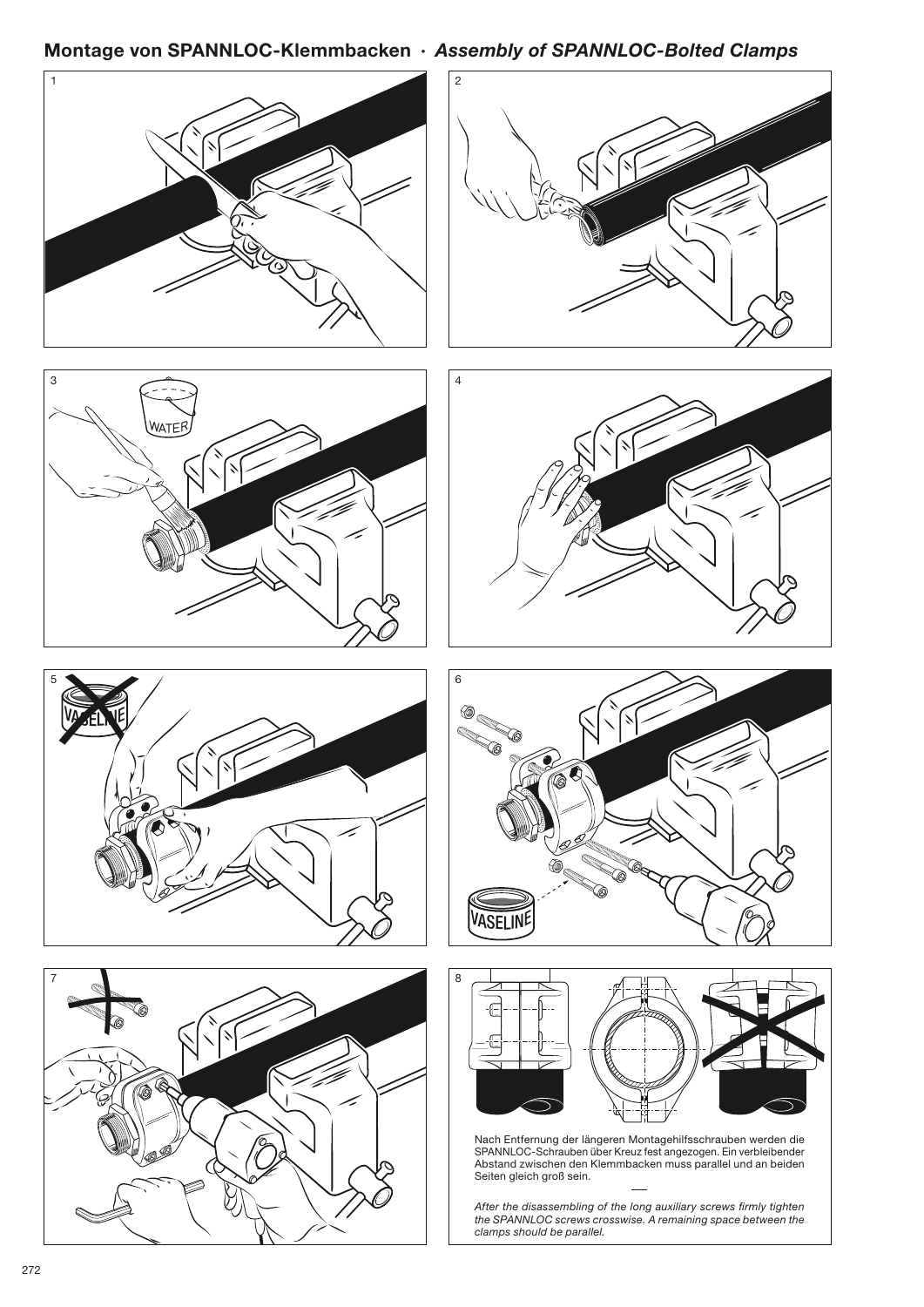## Montage von SPANNLOC-Klemmbacken · *Assembly of SPANNLOC-Bolted Clamps*

1

2

3

WATER

4

5

VASELINE

6

VASELINE

7

8

Nach Entfernung der längeren Montagehilfsschrauben werden die SPANNLOC-Schrauben über Kreuz fest angezogen. Ein verbleibender Abstand zwischen den Klemmbacken muss parallel und an beiden Seiten gleich groß sein.

*After the disassembling of the long auxiliary screws firmly tighten the SPANNLOC screws crosswise. A remaining space between the clamps should be parallel.*